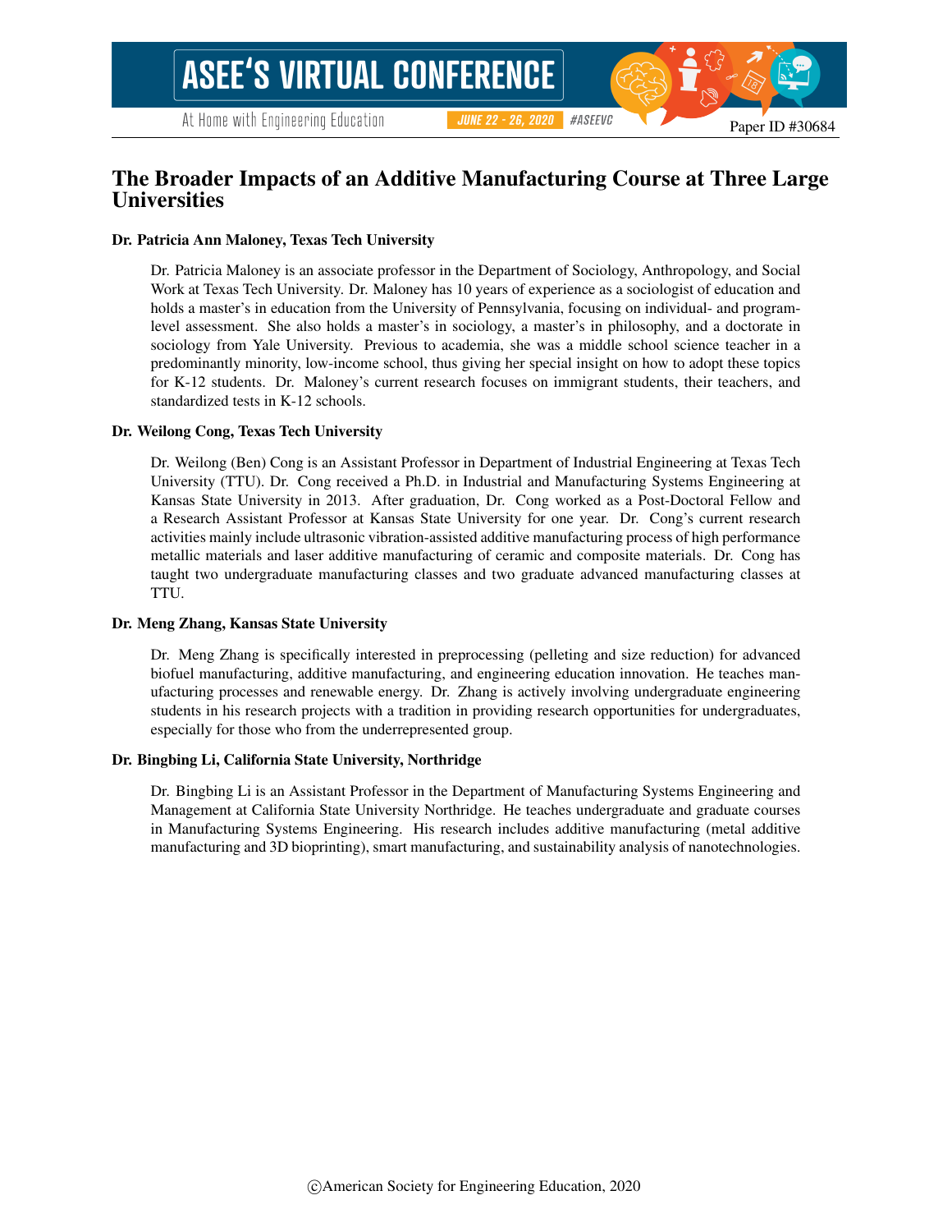# The Broader Impacts of an Additive Manufacturing Course at Three Large Universities

**Dr. Patricia Ann Maloney, Texas Tech University**

Dr. Patricia Maloney is an associate professor in the Department of Sociology, Anthropology, and Social Work at Texas Tech University. Dr. Maloney has 10 years of experience as a sociologist of education and holds a master's in education from the University of Pennsylvania, focusing on individual- and program-level assessment. She also holds a master's in sociology, a master's in philosophy, and a doctorate in sociology from Yale University. Previous to academia, she was a middle school science teacher in a predominantly minority, low-income school, thus giving her special insight on how to adopt these topics for K-12 students. Dr. Maloney's current research focuses on immigrant students, their teachers, and standardized tests in K-12 schools.

**Dr. Weilong Cong, Texas Tech University**

Dr. Weilong (Ben) Cong is an Assistant Professor in Department of Industrial Engineering at Texas Tech University (TTU). Dr. Cong received a Ph.D. in Industrial and Manufacturing Systems Engineering at Kansas State University in 2013. After graduation, Dr. Cong worked as a Post-Doctoral Fellow and a Research Assistant Professor at Kansas State University for one year. Dr. Cong's current research activities mainly include ultrasonic vibration-assisted additive manufacturing process of high performance metallic materials and laser additive manufacturing of ceramic and composite materials. Dr. Cong has taught two undergraduate manufacturing classes and two graduate advanced manufacturing classes at TTU.

**Dr. Meng Zhang, Kansas State University**

Dr. Meng Zhang is specifically interested in preprocessing (pelleting and size reduction) for advanced biofuel manufacturing, additive manufacturing, and engineering education innovation. He teaches manufacturing processes and renewable energy. Dr. Zhang is actively involving undergraduate engineering students in his research projects with a tradition in providing research opportunities for undergraduates, especially for those who from the underrepresented group.

**Dr. Bingbing Li, California State University, Northridge**

Dr. Bingbing Li is an Assistant Professor in the Department of Manufacturing Systems Engineering and Management at California State University Northridge. He teaches undergraduate and graduate courses in Manufacturing Systems Engineering. His research includes additive manufacturing (metal additive manufacturing and 3D bioprinting), smart manufacturing, and sustainability analysis of nanotechnologies.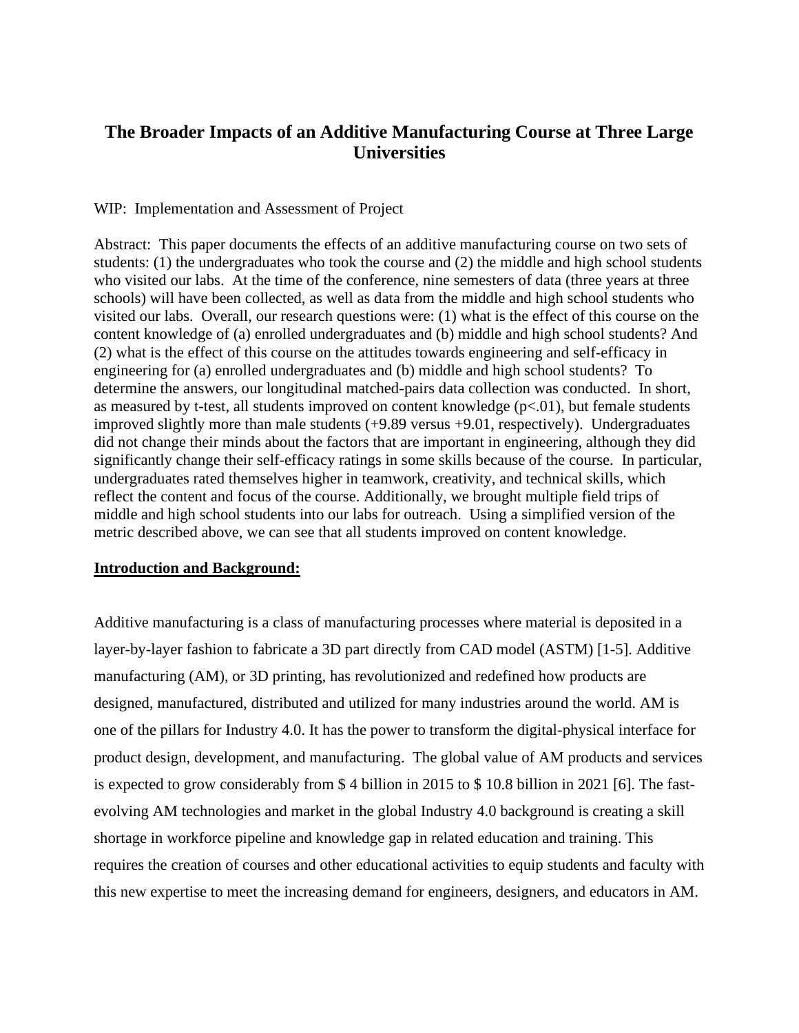# The Broader Impacts of an Additive Manufacturing Course at Three Large Universities

WIP: Implementation and Assessment of Project

Abstract: This paper documents the effects of an additive manufacturing course on two sets of students: (1) the undergraduates who took the course and (2) the middle and high school students who visited our labs. At the time of the conference, nine semesters of data (three years at three schools) will have been collected, as well as data from the middle and high school students who visited our labs. Overall, our research questions were: (1) what is the effect of this course on the content knowledge of (a) enrolled undergraduates and (b) middle and high school students? And (2) what is the effect of this course on the attitudes towards engineering and self-efficacy in engineering for (a) enrolled undergraduates and (b) middle and high school students? To determine the answers, our longitudinal matched-pairs data collection was conducted. In short, as measured by t-test, all students improved on content knowledge ($p<.01$), but female students improved slightly more than male students (+9.89 versus +9.01, respectively). Undergraduates did not change their minds about the factors that are important in engineering, although they did significantly change their self-efficacy ratings in some skills because of the course. In particular, undergraduates rated themselves higher in teamwork, creativity, and technical skills, which reflect the content and focus of the course. Additionally, we brought multiple field trips of middle and high school students into our labs for outreach. Using a simplified version of the metric described above, we can see that all students improved on content knowledge.

## Introduction and Background:

Additive manufacturing is a class of manufacturing processes where material is deposited in a layer-by-layer fashion to fabricate a 3D part directly from CAD model (ASTM) [1-5]. Additive manufacturing (AM), or 3D printing, has revolutionized and redefined how products are designed, manufactured, distributed and utilized for many industries around the world. AM is one of the pillars for Industry 4.0. It has the power to transform the digital-physical interface for product design, development, and manufacturing. The global value of AM products and services is expected to grow considerably from \$ 4 billion in 2015 to \$ 10.8 billion in 2021 [6]. The fast-evolving AM technologies and market in the global Industry 4.0 background is creating a skill shortage in workforce pipeline and knowledge gap in related education and training. This requires the creation of courses and other educational activities to equip students and faculty with this new expertise to meet the increasing demand for engineers, designers, and educators in AM.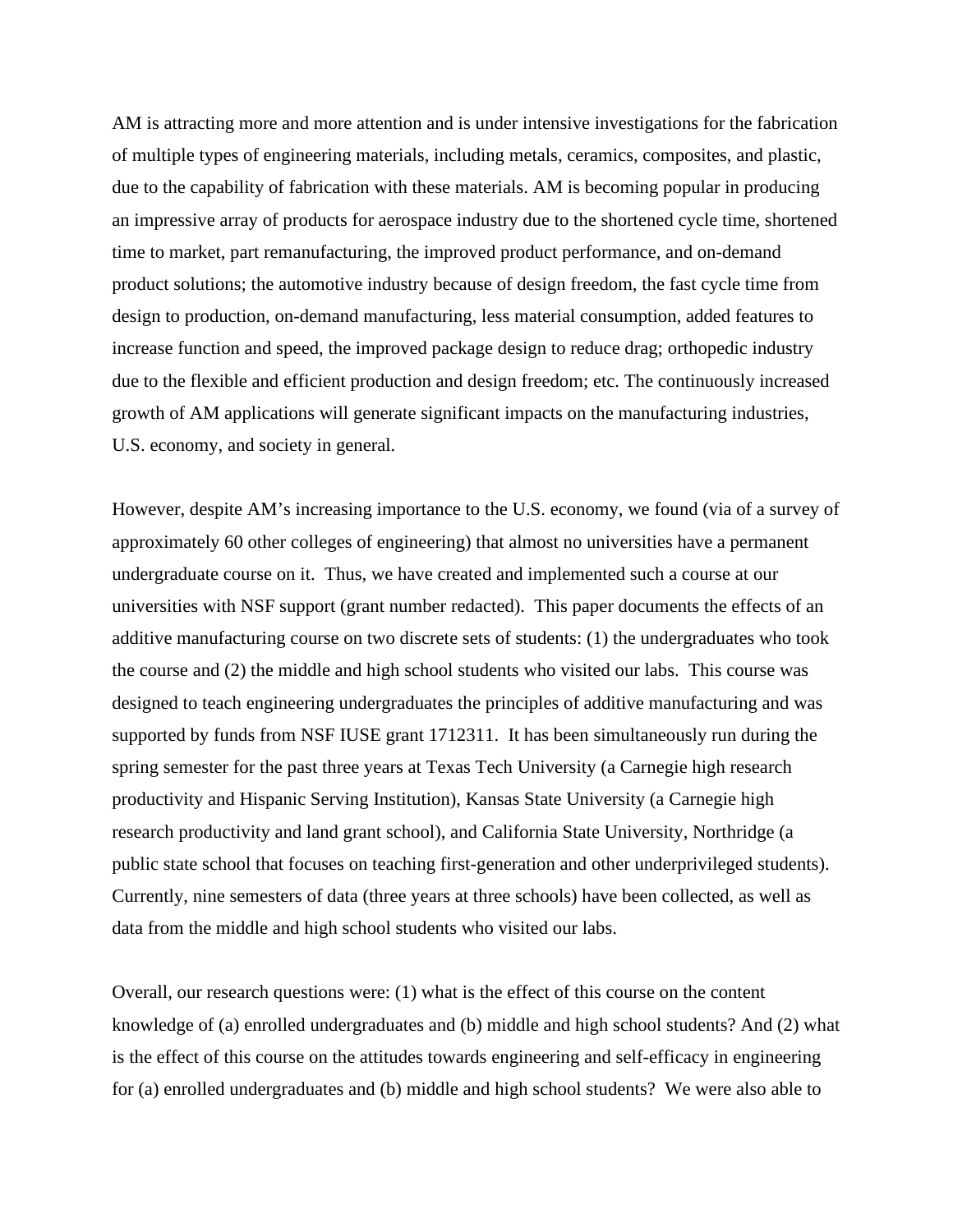AM is attracting more and more attention and is under intensive investigations for the fabrication of multiple types of engineering materials, including metals, ceramics, composites, and plastic, due to the capability of fabrication with these materials. AM is becoming popular in producing an impressive array of products for aerospace industry due to the shortened cycle time, shortened time to market, part remanufacturing, the improved product performance, and on-demand product solutions; the automotive industry because of design freedom, the fast cycle time from design to production, on-demand manufacturing, less material consumption, added features to increase function and speed, the improved package design to reduce drag; orthopedic industry due to the flexible and efficient production and design freedom; etc. The continuously increased growth of AM applications will generate significant impacts on the manufacturing industries, U.S. economy, and society in general.

However, despite AM's increasing importance to the U.S. economy, we found (via of a survey of approximately 60 other colleges of engineering) that almost no universities have a permanent undergraduate course on it. Thus, we have created and implemented such a course at our universities with NSF support (grant number redacted). This paper documents the effects of an additive manufacturing course on two discrete sets of students: (1) the undergraduates who took the course and (2) the middle and high school students who visited our labs. This course was designed to teach engineering undergraduates the principles of additive manufacturing and was supported by funds from NSF IUSE grant 1712311. It has been simultaneously run during the spring semester for the past three years at Texas Tech University (a Carnegie high research productivity and Hispanic Serving Institution), Kansas State University (a Carnegie high research productivity and land grant school), and California State University, Northridge (a public state school that focuses on teaching first-generation and other underprivileged students). Currently, nine semesters of data (three years at three schools) have been collected, as well as data from the middle and high school students who visited our labs.

Overall, our research questions were: (1) what is the effect of this course on the content knowledge of (a) enrolled undergraduates and (b) middle and high school students? And (2) what is the effect of this course on the attitudes towards engineering and self-efficacy in engineering for (a) enrolled undergraduates and (b) middle and high school students? We were also able to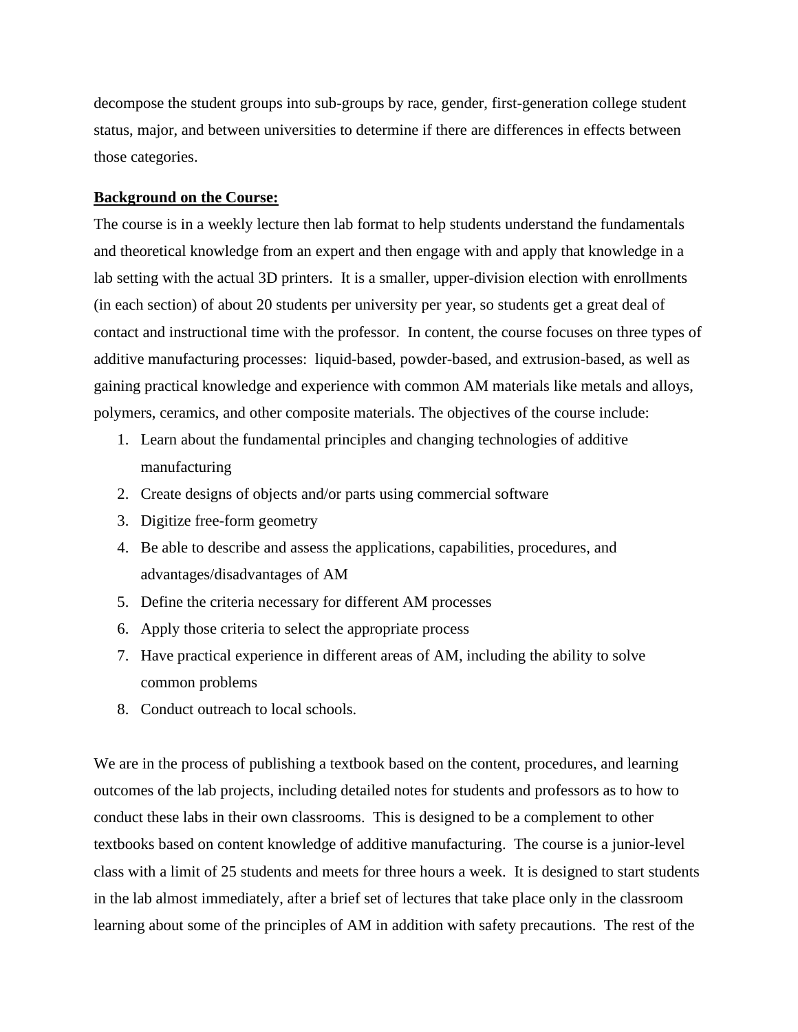decompose the student groups into sub-groups by race, gender, first-generation college student status, major, and between universities to determine if there are differences in effects between those categories.

**Background on the Course:**

The course is in a weekly lecture then lab format to help students understand the fundamentals and theoretical knowledge from an expert and then engage with and apply that knowledge in a lab setting with the actual 3D printers. It is a smaller, upper-division election with enrollments (in each section) of about 20 students per university per year, so students get a great deal of contact and instructional time with the professor. In content, the course focuses on three types of additive manufacturing processes: liquid-based, powder-based, and extrusion-based, as well as gaining practical knowledge and experience with common AM materials like metals and alloys, polymers, ceramics, and other composite materials. The objectives of the course include:

1. Learn about the fundamental principles and changing technologies of additive manufacturing
2. Create designs of objects and/or parts using commercial software
3. Digitize free-form geometry
4. Be able to describe and assess the applications, capabilities, procedures, and advantages/disadvantages of AM
5. Define the criteria necessary for different AM processes
6. Apply those criteria to select the appropriate process
7. Have practical experience in different areas of AM, including the ability to solve common problems
8. Conduct outreach to local schools.

We are in the process of publishing a textbook based on the content, procedures, and learning outcomes of the lab projects, including detailed notes for students and professors as to how to conduct these labs in their own classrooms. This is designed to be a complement to other textbooks based on content knowledge of additive manufacturing. The course is a junior-level class with a limit of 25 students and meets for three hours a week. It is designed to start students in the lab almost immediately, after a brief set of lectures that take place only in the classroom learning about some of the principles of AM in addition with safety precautions. The rest of the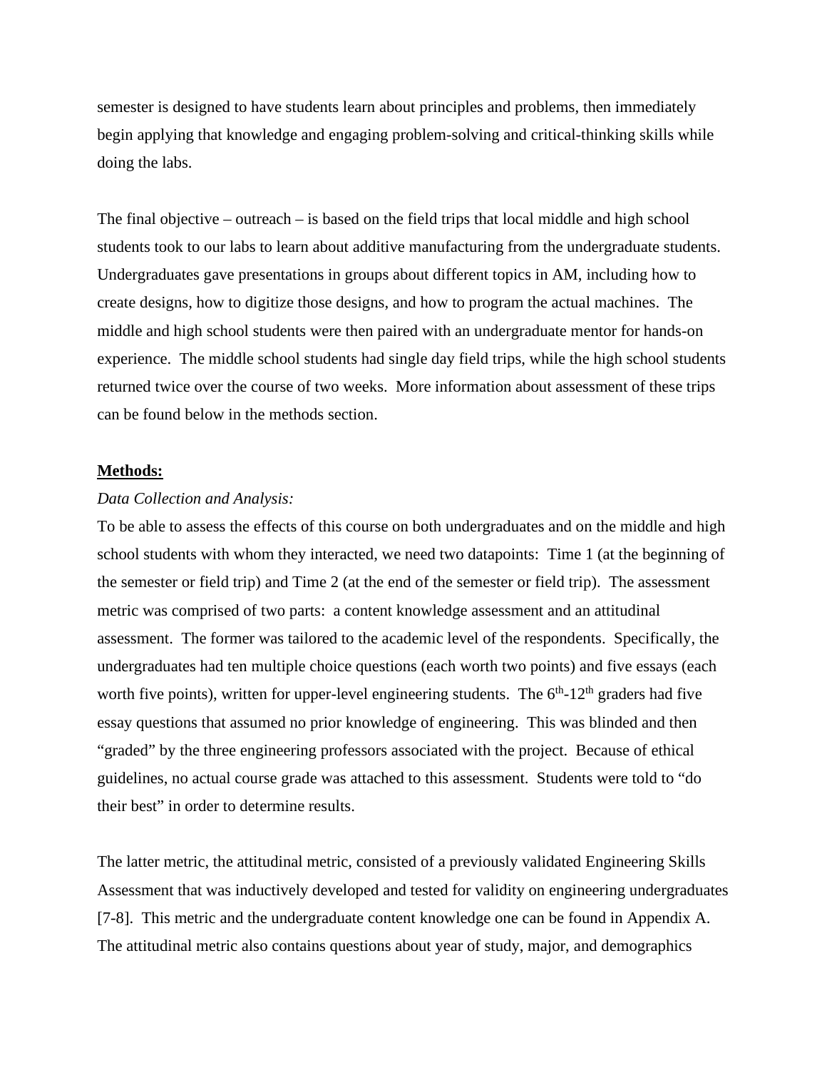semester is designed to have students learn about principles and problems, then immediately begin applying that knowledge and engaging problem-solving and critical-thinking skills while doing the labs.

The final objective – outreach – is based on the field trips that local middle and high school students took to our labs to learn about additive manufacturing from the undergraduate students. Undergraduates gave presentations in groups about different topics in AM, including how to create designs, how to digitize those designs, and how to program the actual machines. The middle and high school students were then paired with an undergraduate mentor for hands-on experience. The middle school students had single day field trips, while the high school students returned twice over the course of two weeks. More information about assessment of these trips can be found below in the methods section.

**Methods:**

*Data Collection and Analysis:*

To be able to assess the effects of this course on both undergraduates and on the middle and high school students with whom they interacted, we need two datapoints: Time 1 (at the beginning of the semester or field trip) and Time 2 (at the end of the semester or field trip). The assessment metric was comprised of two parts: a content knowledge assessment and an attitudinal assessment. The former was tailored to the academic level of the respondents. Specifically, the undergraduates had ten multiple choice questions (each worth two points) and five essays (each worth five points), written for upper-level engineering students. The 6th-12th graders had five essay questions that assumed no prior knowledge of engineering. This was blinded and then "graded" by the three engineering professors associated with the project. Because of ethical guidelines, no actual course grade was attached to this assessment. Students were told to "do their best" in order to determine results.

The latter metric, the attitudinal metric, consisted of a previously validated Engineering Skills Assessment that was inductively developed and tested for validity on engineering undergraduates [7-8]. This metric and the undergraduate content knowledge one can be found in Appendix A. The attitudinal metric also contains questions about year of study, major, and demographics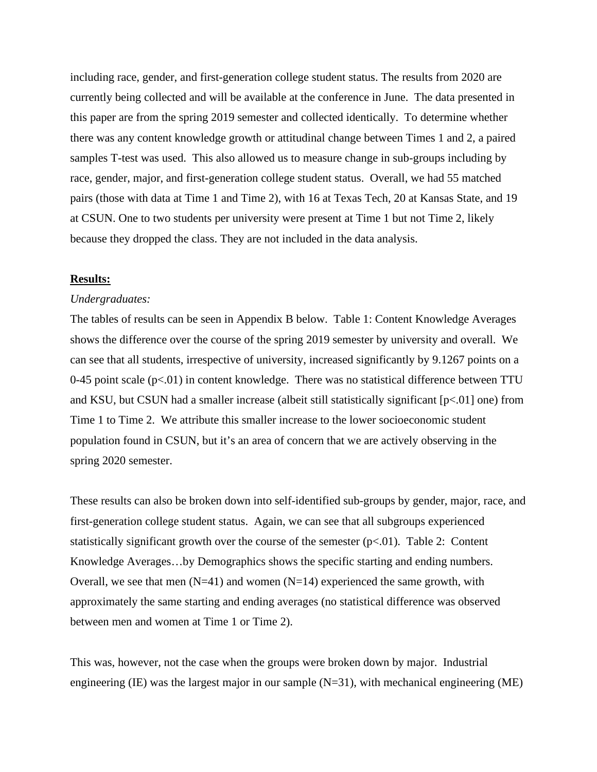including race, gender, and first-generation college student status. The results from 2020 are currently being collected and will be available at the conference in June. The data presented in this paper are from the spring 2019 semester and collected identically. To determine whether there was any content knowledge growth or attitudinal change between Times 1 and 2, a paired samples T-test was used. This also allowed us to measure change in sub-groups including by race, gender, major, and first-generation college student status. Overall, we had 55 matched pairs (those with data at Time 1 and Time 2), with 16 at Texas Tech, 20 at Kansas State, and 19 at CSUN. One to two students per university were present at Time 1 but not Time 2, likely because they dropped the class. They are not included in the data analysis.

## Results:

*Undergraduates:*

The tables of results can be seen in Appendix B below. Table 1: Content Knowledge Averages shows the difference over the course of the spring 2019 semester by university and overall. We can see that all students, irrespective of university, increased significantly by 9.1267 points on a 0-45 point scale ($p<.01$) in content knowledge. There was no statistical difference between TTU and KSU, but CSUN had a smaller increase (albeit still statistically significant [$p<.01$] one) from Time 1 to Time 2. We attribute this smaller increase to the lower socioeconomic student population found in CSUN, but it's an area of concern that we are actively observing in the spring 2020 semester.

These results can also be broken down into self-identified sub-groups by gender, major, race, and first-generation college student status. Again, we can see that all subgroups experienced statistically significant growth over the course of the semester ($p<.01$). Table 2: Content Knowledge Averages…by Demographics shows the specific starting and ending numbers. Overall, we see that men (N=41) and women (N=14) experienced the same growth, with approximately the same starting and ending averages (no statistical difference was observed between men and women at Time 1 or Time 2).

This was, however, not the case when the groups were broken down by major. Industrial engineering (IE) was the largest major in our sample (N=31), with mechanical engineering (ME)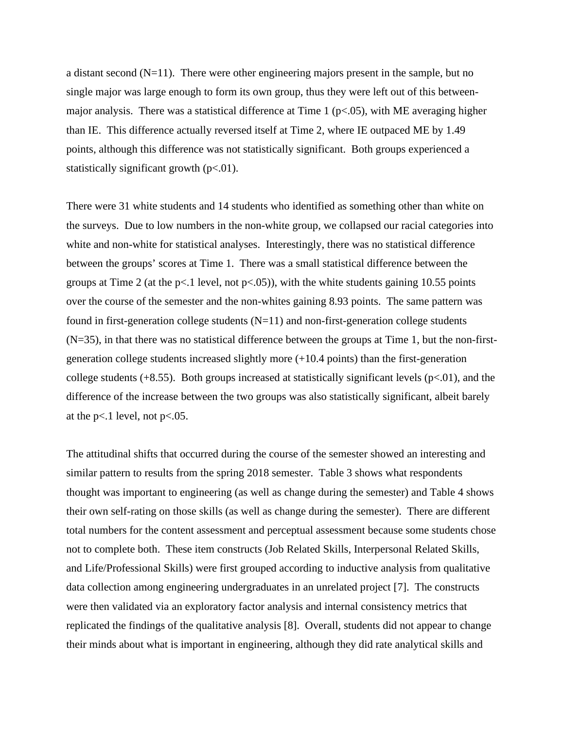a distant second ($N=11$). There were other engineering majors present in the sample, but no single major was large enough to form its own group, thus they were left out of this between-major analysis. There was a statistical difference at Time 1 ($p<.05$), with ME averaging higher than IE. This difference actually reversed itself at Time 2, where IE outpaced ME by 1.49 points, although this difference was not statistically significant. Both groups experienced a statistically significant growth ($p<.01$).

There were 31 white students and 14 students who identified as something other than white on the surveys. Due to low numbers in the non-white group, we collapsed our racial categories into white and non-white for statistical analyses. Interestingly, there was no statistical difference between the groups' scores at Time 1. There was a small statistical difference between the groups at Time 2 (at the $p<.1$ level, not $p<.05$)), with the white students gaining 10.55 points over the course of the semester and the non-whites gaining 8.93 points. The same pattern was found in first-generation college students ($N=11$) and non-first-generation college students ($N=35$), in that there was no statistical difference between the groups at Time 1, but the non-first-generation college students increased slightly more (+10.4 points) than the first-generation college students (+8.55). Both groups increased at statistically significant levels ($p<.01$), and the difference of the increase between the two groups was also statistically significant, albeit barely at the $p<.1$ level, not $p<.05$.

The attitudinal shifts that occurred during the course of the semester showed an interesting and similar pattern to results from the spring 2018 semester. Table 3 shows what respondents thought was important to engineering (as well as change during the semester) and Table 4 shows their own self-rating on those skills (as well as change during the semester). There are different total numbers for the content assessment and perceptual assessment because some students chose not to complete both. These item constructs (Job Related Skills, Interpersonal Related Skills, and Life/Professional Skills) were first grouped according to inductive analysis from qualitative data collection among engineering undergraduates in an unrelated project [7]. The constructs were then validated via an exploratory factor analysis and internal consistency metrics that replicated the findings of the qualitative analysis [8]. Overall, students did not appear to change their minds about what is important in engineering, although they did rate analytical skills and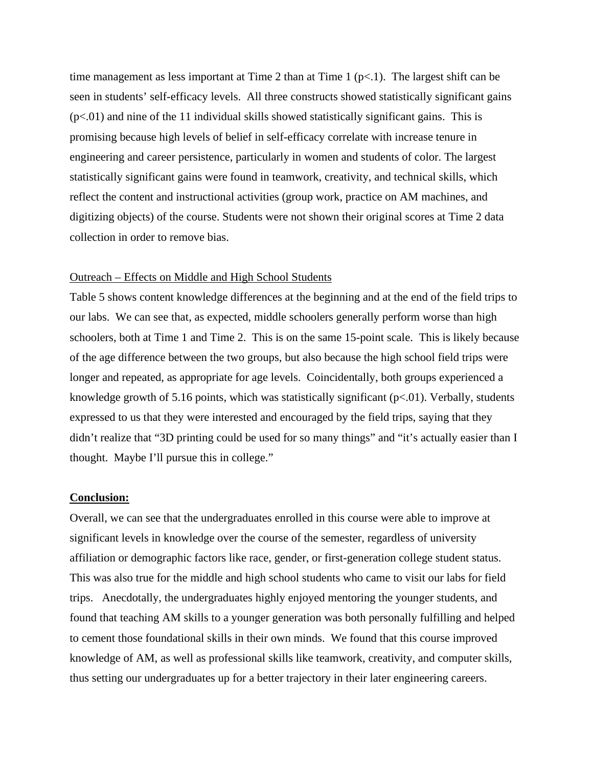time management as less important at Time 2 than at Time 1 ($p<.1$). The largest shift can be seen in students' self-efficacy levels. All three constructs showed statistically significant gains ($p<.01$) and nine of the 11 individual skills showed statistically significant gains. This is promising because high levels of belief in self-efficacy correlate with increase tenure in engineering and career persistence, particularly in women and students of color. The largest statistically significant gains were found in teamwork, creativity, and technical skills, which reflect the content and instructional activities (group work, practice on AM machines, and digitizing objects) of the course. Students were not shown their original scores at Time 2 data collection in order to remove bias.

Outreach – Effects on Middle and High School Students

Table 5 shows content knowledge differences at the beginning and at the end of the field trips to our labs. We can see that, as expected, middle schoolers generally perform worse than high schoolers, both at Time 1 and Time 2. This is on the same 15-point scale. This is likely because of the age difference between the two groups, but also because the high school field trips were longer and repeated, as appropriate for age levels. Coincidentally, both groups experienced a knowledge growth of 5.16 points, which was statistically significant ($p<.01$). Verbally, students expressed to us that they were interested and encouraged by the field trips, saying that they didn't realize that "3D printing could be used for so many things" and "it's actually easier than I thought. Maybe I'll pursue this in college."

## Conclusion:

Overall, we can see that the undergraduates enrolled in this course were able to improve at significant levels in knowledge over the course of the semester, regardless of university affiliation or demographic factors like race, gender, or first-generation college student status. This was also true for the middle and high school students who came to visit our labs for field trips. Anecdotally, the undergraduates highly enjoyed mentoring the younger students, and found that teaching AM skills to a younger generation was both personally fulfilling and helped to cement those foundational skills in their own minds. We found that this course improved knowledge of AM, as well as professional skills like teamwork, creativity, and computer skills, thus setting our undergraduates up for a better trajectory in their later engineering careers.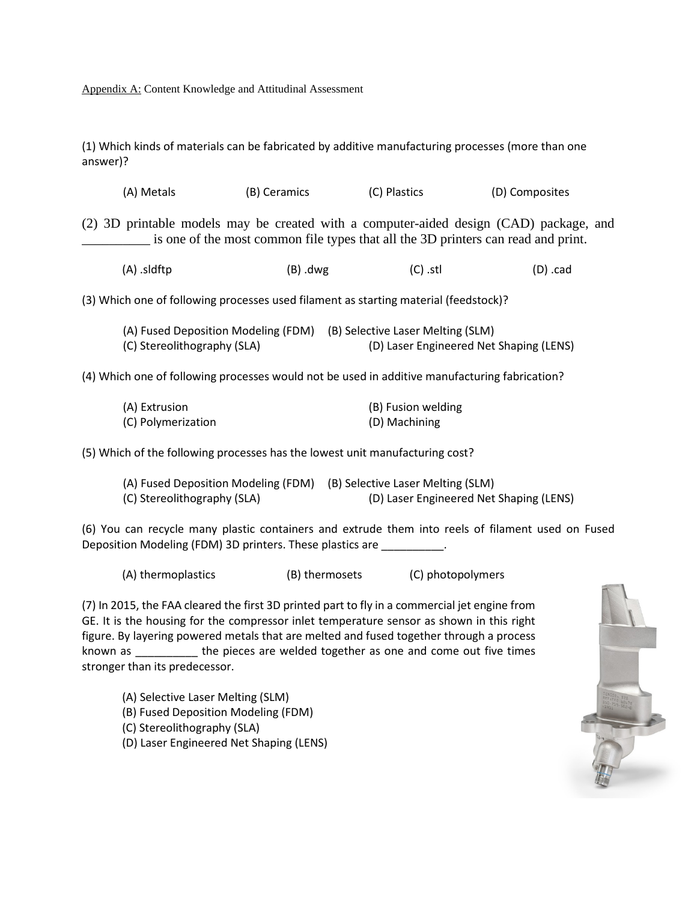Appendix A: Content Knowledge and Attitudinal Assessment

(1) Which kinds of materials can be fabricated by additive manufacturing processes (more than one answer)?

(A) Metals (B) Ceramics (C) Plastics (D) Composites

(2) 3D printable models may be created with a computer-aided design (CAD) package, and __________ is one of the most common file types that all the 3D printers can read and print.

(A) .sldftp (B) .dwg (C) .stl (D) .cad

(3) Which one of following processes used filament as starting material (feedstock)?

(A) Fused Deposition Modeling (FDM) (B) Selective Laser Melting (SLM)
(C) Stereolithography (SLA) (D) Laser Engineered Net Shaping (LENS)

(4) Which one of following processes would not be used in additive manufacturing fabrication?

(A) Extrusion (B) Fusion welding
(C) Polymerization (D) Machining

(5) Which of the following processes has the lowest unit manufacturing cost?

(A) Fused Deposition Modeling (FDM) (B) Selective Laser Melting (SLM)
(C) Stereolithography (SLA) (D) Laser Engineered Net Shaping (LENS)

(6) You can recycle many plastic containers and extrude them into reels of filament used on Fused Deposition Modeling (FDM) 3D printers. These plastics are __________.

(A) thermoplastics (B) thermosets (C) photopolymers

(7) In 2015, the FAA cleared the first 3D printed part to fly in a commercial jet engine from GE. It is the housing for the compressor inlet temperature sensor as shown in this right figure. By layering powered metals that are melted and fused together through a process known as __________ the pieces are welded together as one and come out five times stronger than its predecessor.

(A) Selective Laser Melting (SLM)
(B) Fused Deposition Modeling (FDM)
(C) Stereolithography (SLA)
(D) Laser Engineered Net Shaping (LENS)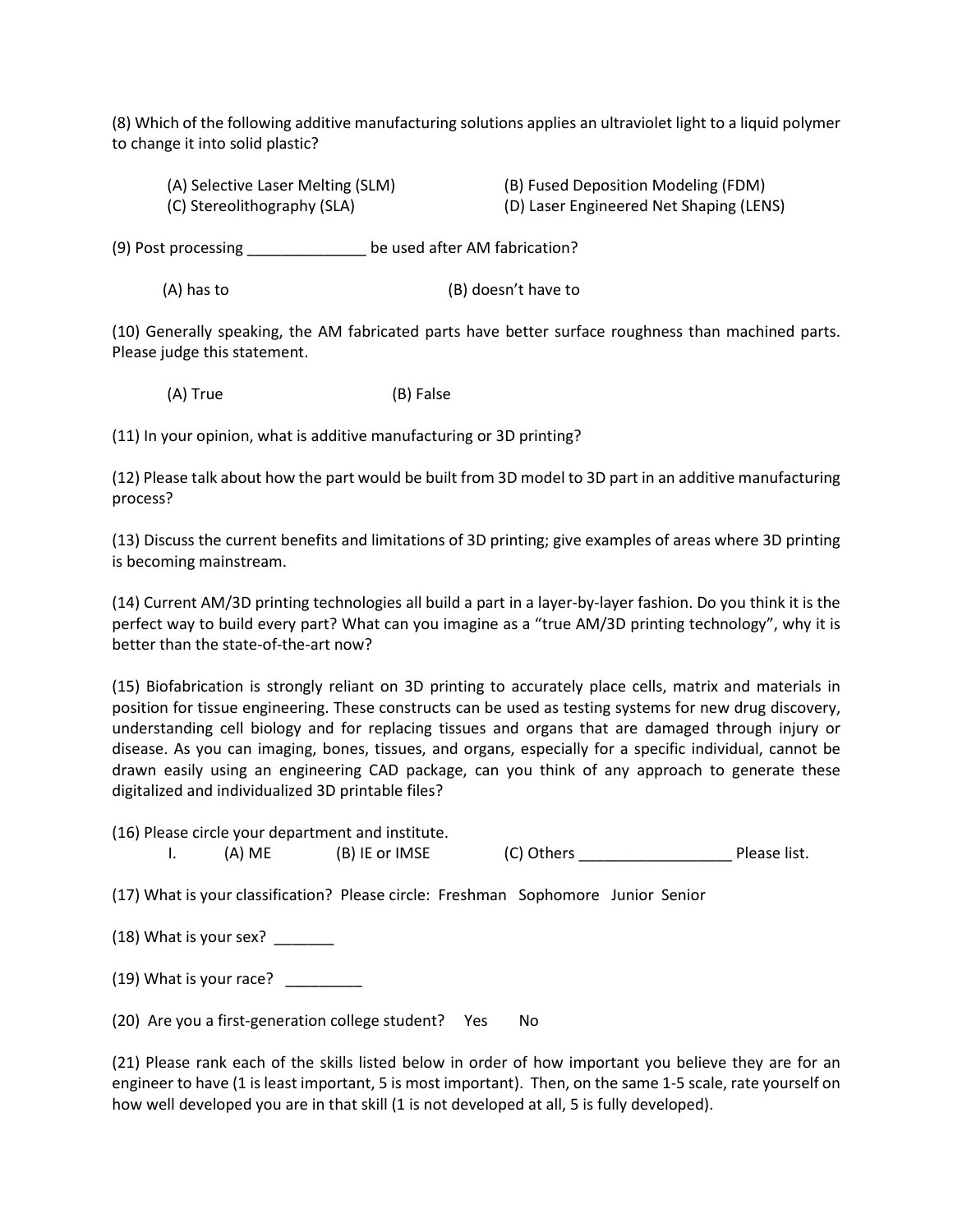(8) Which of the following additive manufacturing solutions applies an ultraviolet light to a liquid polymer to change it into solid plastic?

(A) Selective Laser Melting (SLM)
(B) Fused Deposition Modeling (FDM)
(C) Stereolithography (SLA)
(D) Laser Engineered Net Shaping (LENS)

(9) Post processing ______________ be used after AM fabrication?

(A) has to
(B) doesn't have to

(10) Generally speaking, the AM fabricated parts have better surface roughness than machined parts. Please judge this statement.

(A) True
(B) False

(11) In your opinion, what is additive manufacturing or 3D printing?

(12) Please talk about how the part would be built from 3D model to 3D part in an additive manufacturing process?

(13) Discuss the current benefits and limitations of 3D printing; give examples of areas where 3D printing is becoming mainstream.

(14) Current AM/3D printing technologies all build a part in a layer-by-layer fashion. Do you think it is the perfect way to build every part? What can you imagine as a "true AM/3D printing technology", why it is better than the state-of-the-art now?

(15) Biofabrication is strongly reliant on 3D printing to accurately place cells, matrix and materials in position for tissue engineering. These constructs can be used as testing systems for new drug discovery, understanding cell biology and for replacing tissues and organs that are damaged through injury or disease. As you can imaging, bones, tissues, and organs, especially for a specific individual, cannot be drawn easily using an engineering CAD package, can you think of any approach to generate these digitalized and individualized 3D printable files?

(16) Please circle your department and institute.

I. (A) ME (B) IE or IMSE (C) Others __________________ Please list.

(17) What is your classification? Please circle: Freshman Sophomore Junior Senior

(18) What is your sex? _______

(19) What is your race? _________

(20) Are you a first-generation college student? Yes No

(21) Please rank each of the skills listed below in order of how important you believe they are for an engineer to have (1 is least important, 5 is most important). Then, on the same 1-5 scale, rate yourself on how well developed you are in that skill (1 is not developed at all, 5 is fully developed).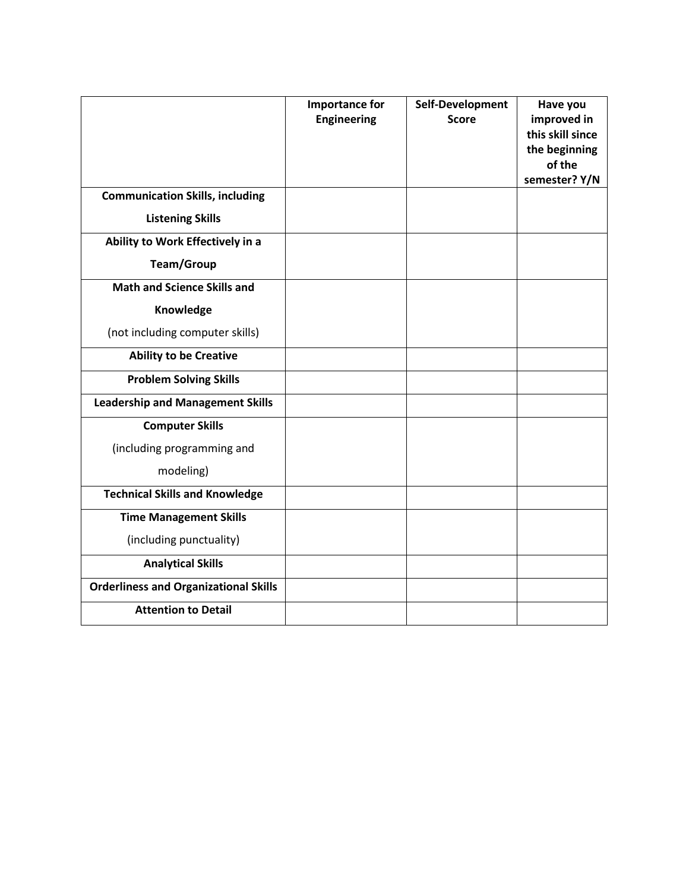| | Importance for Engineering | Self-Development Score | Have you improved in this skill since the beginning of the semester? Y/N |
|---|---|---|---|
| **Communication Skills, including Listening Skills** | | | |
| **Ability to Work Effectively in a Team/Group** | | | |
| **Math and Science Skills and Knowledge** (not including computer skills) | | | |
| **Ability to be Creative** | | | |
| **Problem Solving Skills** | | | |
| **Leadership and Management Skills** | | | |
| **Computer Skills** (including programming and modeling) | | | |
| **Technical Skills and Knowledge** | | | |
| **Time Management Skills** (including punctuality) | | | |
| **Analytical Skills** | | | |
| **Orderliness and Organizational Skills** | | | |
| **Attention to Detail** | | | |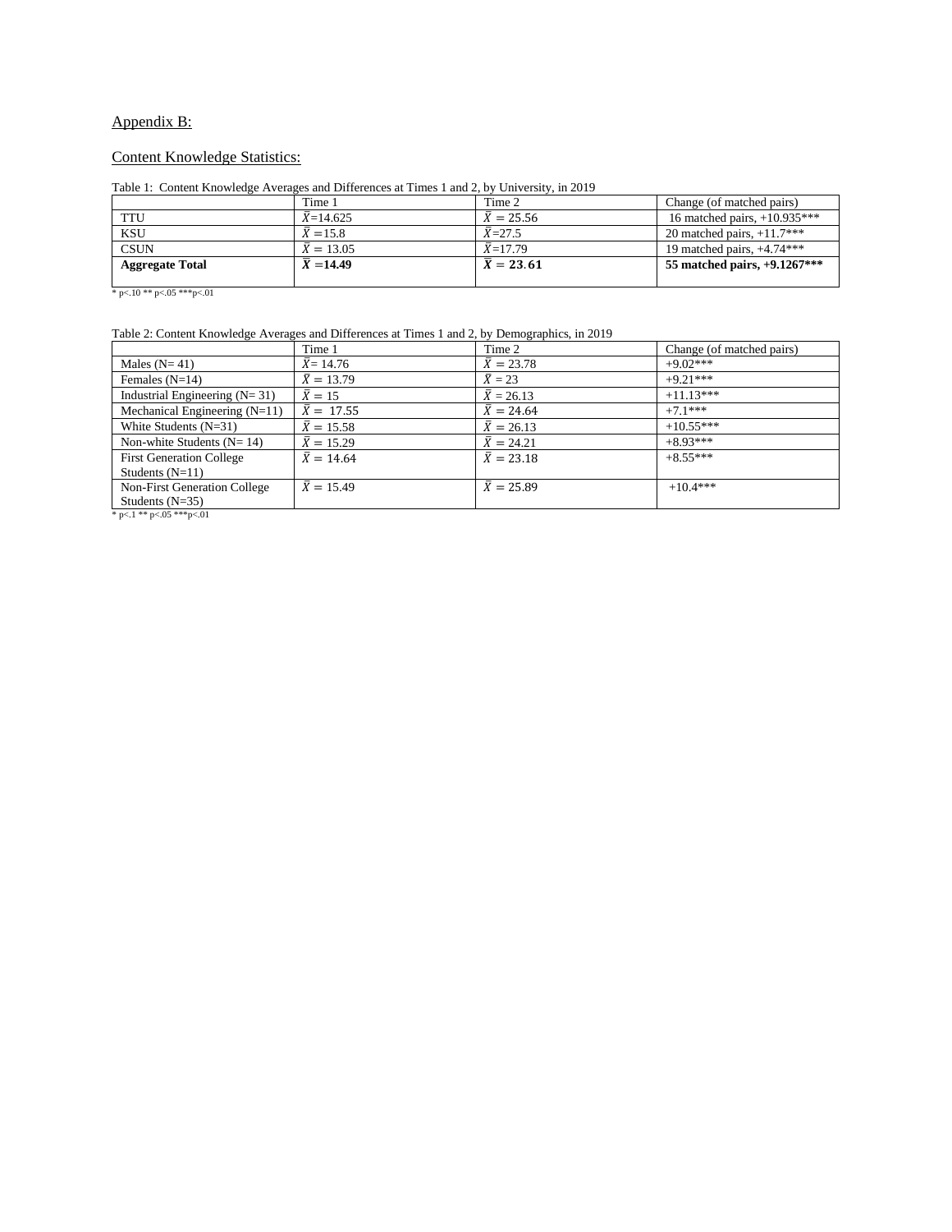Appendix B:

Content Knowledge Statistics:

Table 1: Content Knowledge Averages and Differences at Times 1 and 2, by University, in 2019

| | Time 1 | Time 2 | Change (of matched pairs) |
|---|---|---|---|
| TTU | $\bar{X}$=14.625 | $\bar{X} = 25.56$ | 16 matched pairs, +10.935*** |
| KSU | $\bar{X}$ =15.8 | $\bar{X}$=27.5 | 20 matched pairs, +11.7*** |
| CSUN | $\bar{X} = 13.05$ | $\bar{X}$=17.79 | 19 matched pairs, +4.74*** |
| **Aggregate Total** | **$\bar{X}$ =14.49** | **$\bar{X} = 23.61$** | **55 matched pairs, +9.1267*** ** |

\* p<.10 ** p<.05 ***p<.01

Table 2: Content Knowledge Averages and Differences at Times 1 and 2, by Demographics, in 2019

| | Time 1 | Time 2 | Change (of matched pairs) |
|---|---|---|---|
| Males (N= 41) | $\bar{X}$= 14.76 | $\bar{X} = 23.78$ | +9.02*** |
| Females (N=14) | $\bar{X} = 13.79$ | $\bar{X}$ = 23 | +9.21*** |
| Industrial Engineering (N= 31) | $\bar{X} = 15$ | $\bar{X}$ = 26.13 | +11.13*** |
| Mechanical Engineering (N=11) | $\bar{X} =$ 17.55 | $\bar{X} = 24.64$ | +7.1*** |
| White Students (N=31) | $\bar{X} = 15.58$ | $\bar{X} = 26.13$ | +10.55*** |
| Non-white Students (N= 14) | $\bar{X} = 15.29$ | $\bar{X} = 24.21$ | +8.93*** |
| First Generation College Students (N=11) | $\bar{X} = 14.64$ | $\bar{X} = 23.18$ | +8.55*** |
| Non-First Generation College Students (N=35) | $\bar{X} = 15.49$ | $\bar{X} = 25.89$ | +10.4*** |

\* p<.1 ** p<.05 ***p<.01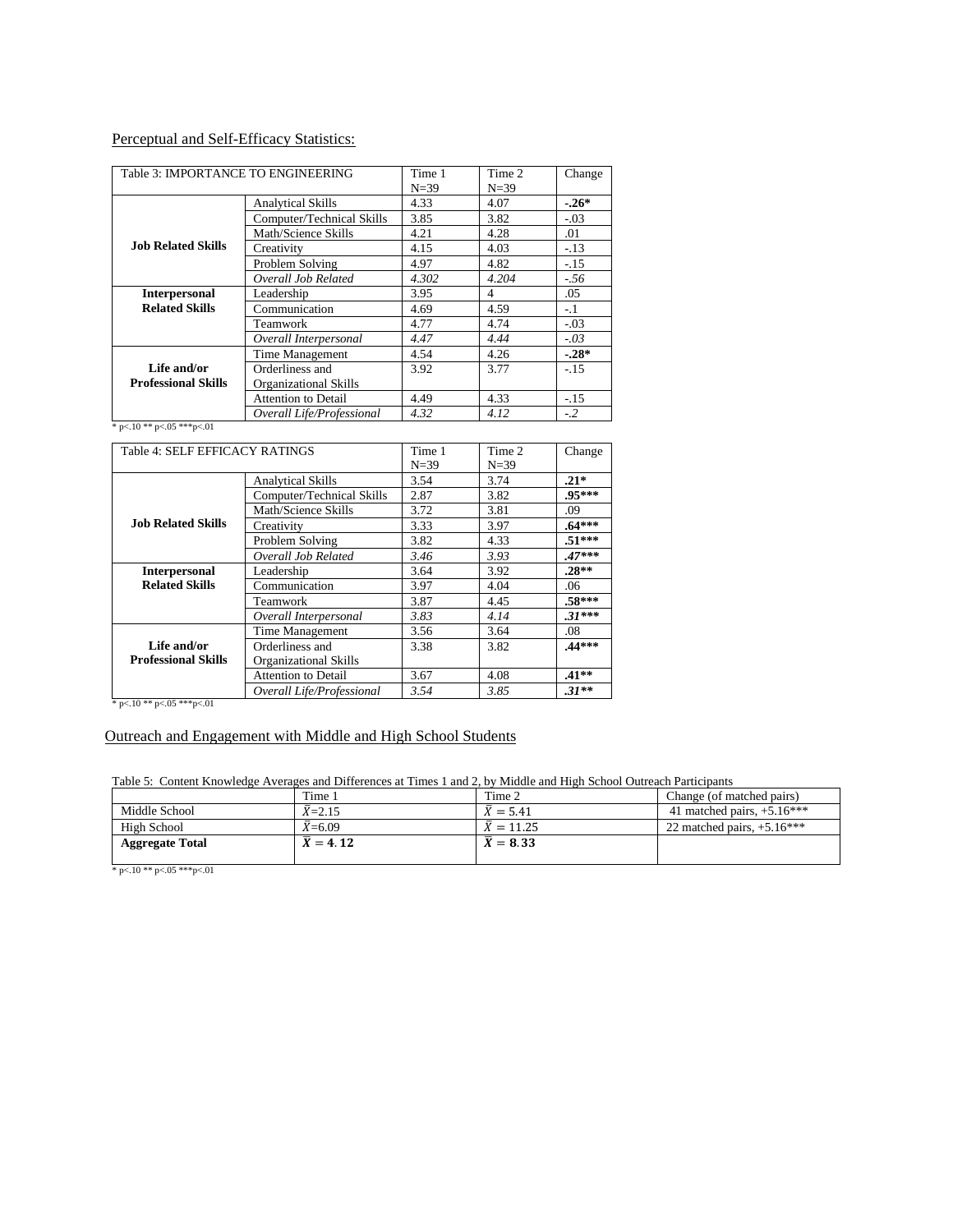Perceptual and Self-Efficacy Statistics:

| Table 3: IMPORTANCE TO ENGINEERING | | Time 1 N=39 | Time 2 N=39 | Change |
|---|---|---|---|---|
| **Job Related Skills** | Analytical Skills | 4.33 | 4.07 | **-.26*** |
| | Computer/Technical Skills | 3.85 | 3.82 | -.03 |
| | Math/Science Skills | 4.21 | 4.28 | .01 |
| | Creativity | 4.15 | 4.03 | -.13 |
| | Problem Solving | 4.97 | 4.82 | -.15 |
| | *Overall Job Related* | *4.302* | *4.204* | *-.56* |
| **Interpersonal Related Skills** | Leadership | 3.95 | 4 | .05 |
| | Communication | 4.69 | 4.59 | -.1 |
| | Teamwork | 4.77 | 4.74 | -.03 |
| | *Overall Interpersonal* | *4.47* | *4.44* | *-.03* |
| **Life and/or Professional Skills** | Time Management | 4.54 | 4.26 | **-.28*** |
| | Orderliness and Organizational Skills | 3.92 | 3.77 | -.15 |
| | Attention to Detail | 4.49 | 4.33 | -.15 |
| | *Overall Life/Professional* | *4.32* | *4.12* | *-.2* |

\* p<.10 ** p<.05 ***p<.01

| Table 4: SELF EFFICACY RATINGS | | Time 1 N=39 | Time 2 N=39 | Change |
|---|---|---|---|---|
| **Job Related Skills** | Analytical Skills | 3.54 | 3.74 | **.21*** |
| | Computer/Technical Skills | 2.87 | 3.82 | **.95***** |
| | Math/Science Skills | 3.72 | 3.81 | .09 |
| | Creativity | 3.33 | 3.97 | **.64***** |
| | Problem Solving | 3.82 | 4.33 | **.51***** |
| | *Overall Job Related* | *3.46* | *3.93* | ***.47***** |
| **Interpersonal Related Skills** | Leadership | 3.64 | 3.92 | **.28**** |
| | Communication | 3.97 | 4.04 | .06 |
| | Teamwork | 3.87 | 4.45 | **.58***** |
| | *Overall Interpersonal* | *3.83* | *4.14* | ***.31***** |
| **Life and/or Professional Skills** | Time Management | 3.56 | 3.64 | .08 |
| | Orderliness and Organizational Skills | 3.38 | 3.82 | **.44***** |
| | Attention to Detail | 3.67 | 4.08 | **.41**** |
| | *Overall Life/Professional* | *3.54* | *3.85* | ***.31**** |

\* p<.10 ** p<.05 ***p<.01

Outreach and Engagement with Middle and High School Students

Table 5: Content Knowledge Averages and Differences at Times 1 and 2, by Middle and High School Outreach Participants

| | Time 1 | Time 2 | Change (of matched pairs) |
|---|---|---|---|
| Middle School | $\bar{X}$=2.15 | $\bar{X}$ = 5.41 | 41 matched pairs, +5.16*** |
| High School | $\bar{X}$=6.09 | $\bar{X}$ = 11.25 | 22 matched pairs, +5.16*** |
| **Aggregate Total** | $\bar{X}$ **= 4.12** | $\bar{X}$ **= 8.33** | |

\* p<.10 ** p<.05 ***p<.01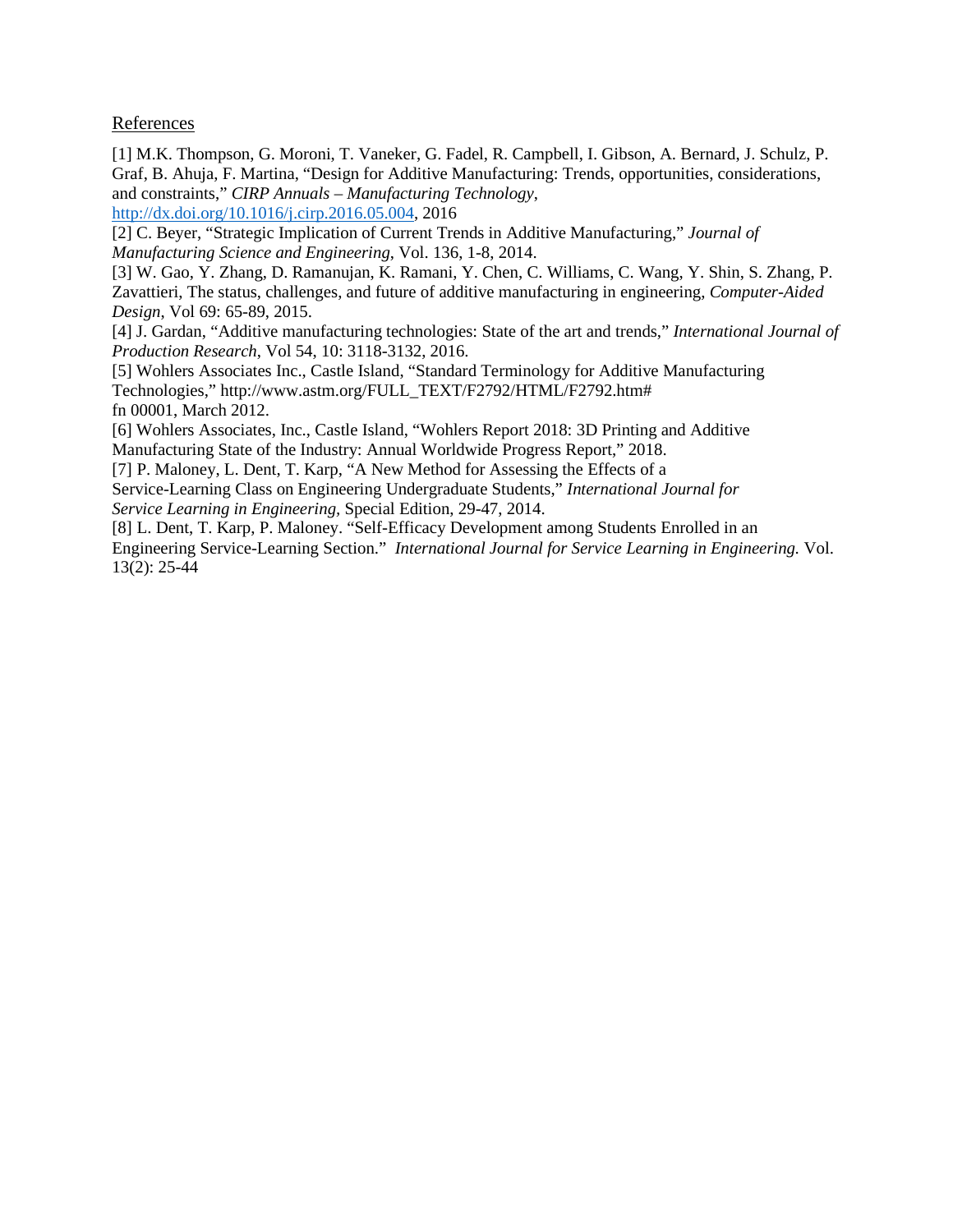## References

[1] M.K. Thompson, G. Moroni, T. Vaneker, G. Fadel, R. Campbell, I. Gibson, A. Bernard, J. Schulz, P. Graf, B. Ahuja, F. Martina, "Design for Additive Manufacturing: Trends, opportunities, considerations, and constraints," *CIRP Annuals – Manufacturing Technology*, http://dx.doi.org/10.1016/j.cirp.2016.05.004, 2016

[2] C. Beyer, "Strategic Implication of Current Trends in Additive Manufacturing," *Journal of Manufacturing Science and Engineering*, Vol. 136, 1-8, 2014.

[3] W. Gao, Y. Zhang, D. Ramanujan, K. Ramani, Y. Chen, C. Williams, C. Wang, Y. Shin, S. Zhang, P. Zavattieri, The status, challenges, and future of additive manufacturing in engineering, *Computer-Aided Design*, Vol 69: 65-89, 2015.

[4] J. Gardan, "Additive manufacturing technologies: State of the art and trends," *International Journal of Production Research*, Vol 54, 10: 3118-3132, 2016.

[5] Wohlers Associates Inc., Castle Island, "Standard Terminology for Additive Manufacturing Technologies," http://www.astm.org/FULL_TEXT/F2792/HTML/F2792.htm# fn 00001, March 2012.

[6] Wohlers Associates, Inc., Castle Island, "Wohlers Report 2018: 3D Printing and Additive Manufacturing State of the Industry: Annual Worldwide Progress Report," 2018.

[7] P. Maloney, L. Dent, T. Karp, "A New Method for Assessing the Effects of a Service-Learning Class on Engineering Undergraduate Students," *International Journal for Service Learning in Engineering,* Special Edition, 29-47, 2014.

[8] L. Dent, T. Karp, P. Maloney. "Self-Efficacy Development among Students Enrolled in an Engineering Service-Learning Section." *International Journal for Service Learning in Engineering.* Vol. 13(2): 25-44